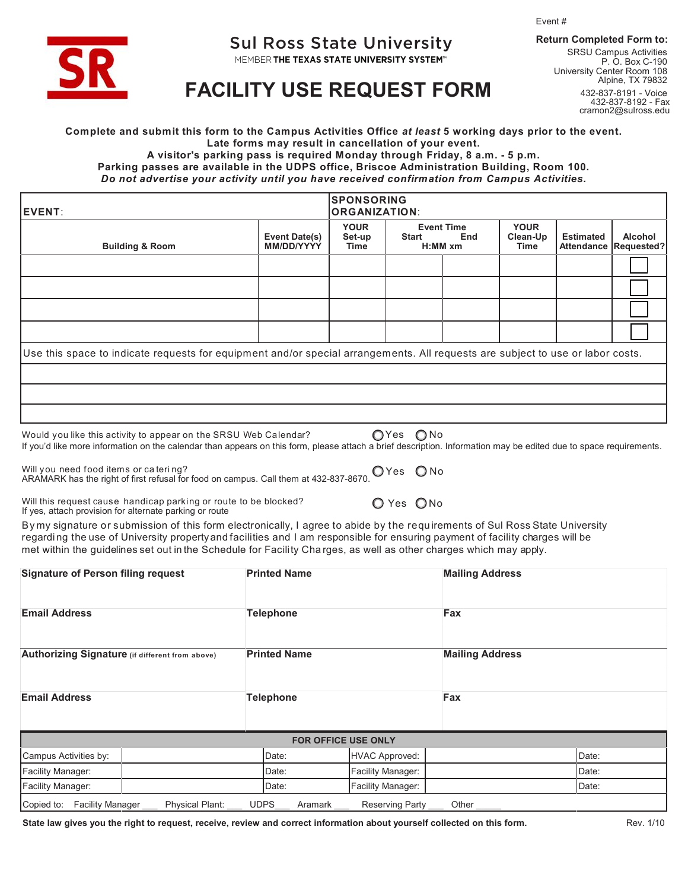Event #

**Return Completed Form to:**
SRSU Campus Activities
P. O. Box C-190
University Center Room 108
Alpine, TX 79832
432-837-8191 - Voice
432-837-8192 - Fax
cramon2@sulross.edu

SR

# Sul Ross State University

MEMBER **THE TEXAS STATE UNIVERSITY SYSTEM™**

# FACILITY USE REQUEST FORM

**Complete and submit this form to the Campus Activities Office *at least* 5 working days prior to the event.**
**Late forms may result in cancellation of your event.**
**A visitor's parking pass is required Monday through Friday, 8 a.m. - 5 p.m.**
**Parking passes are available in the UDPS office, Briscoe Administration Building, Room 100.**
***Do not advertise your activity until you have received confirmation from Campus Activities.***

| **EVENT**: | | **SPONSORING ORGANIZATION**: | | | | | |
|---|---|---|---|---|---|---|---|
| **Building & Room** | **Event Date(s) MM/DD/YYYY** | **YOUR Set-up Time** | **Event Time Start H:MM xm** | **End** | **YOUR Clean-Up Time** | **Estimated Attendance** | **Alcohol Requested?** |
| | | | | | | | ☐ |
| | | | | | | | ☐ |
| | | | | | | | ☐ |
| | | | | | | | ☐ |

Use this space to indicate requests for equipment and/or special arrangements. All requests are subject to use or labor costs.

| |
|---|
| |
| |
| |

Would you like this activity to appear on the SRSU Web Calendar? ○ Yes ○ No
If you'd like more information on the calendar than appears on this form, please attach a brief description. Information may be edited due to space requirements.

Will you need food items or catering? ○ Yes ○ No
ARAMARK has the right of first refusal for food on campus. Call them at 432-837-8670.

Will this request cause handicap parking or route to be blocked? ○ Yes ○ No
If yes, attach provision for alternate parking or route

By my signature or submission of this form electronically, I agree to abide by the requirements of Sul Ross State University regarding the use of University property and facilities and I am responsible for ensuring payment of facility charges will be met within the guidelines set out in the Schedule for Facility Charges, as well as other charges which may apply.

| **Signature of Person filing request** | **Printed Name** | **Mailing Address** |
|---|---|---|
| **Email Address** | **Telephone** | **Fax** |
| **Authorizing Signature** (if different from above) | **Printed Name** | **Mailing Address** |
| **Email Address** | **Telephone** | **Fax** |

| **FOR OFFICE USE ONLY** | | | | | |
|---|---|---|---|---|---|
| Campus Activities by: | | Date: | HVAC Approved: | | Date: |
| Facility Manager: | | Date: | Facility Manager: | | Date: |
| Facility Manager: | | Date: | Facility Manager: | | Date: |

Copied to: Facility Manager ___ Physical Plant: ___ UDPS___ Aramark ___ Reserving Party ___ Other _____

**State law gives you the right to request, receive, review and correct information about yourself collected on this form.**

Rev. 1/10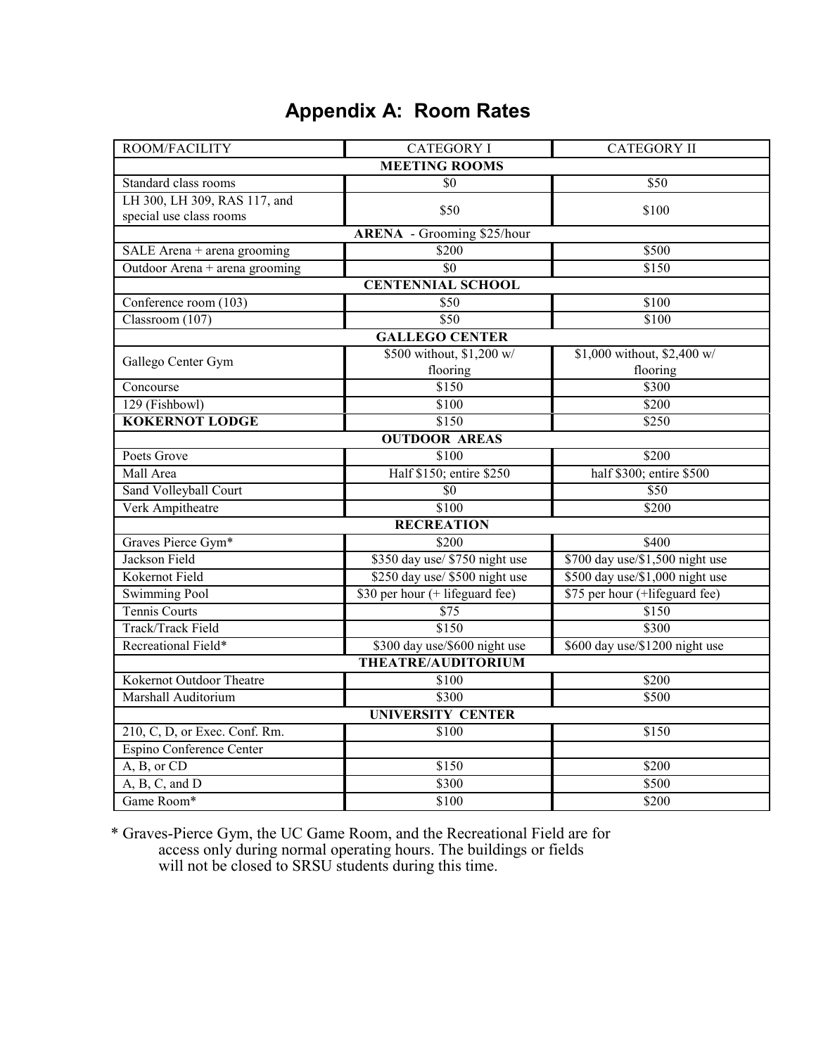# Appendix A: Room Rates

| ROOM/FACILITY | CATEGORY I | CATEGORY II |
|---|---|---|
| **MEETING ROOMS** | | |
| Standard class rooms | $0 | $50 |
| LH 300, LH 309, RAS 117, and special use class rooms | $50 | $100 |
| **ARENA** - Grooming $25/hour | | |
| SALE Arena + arena grooming | $200 | $500 |
| Outdoor Arena + arena grooming | $0 | $150 |
| **CENTENNIAL SCHOOL** | | |
| Conference room (103) | $50 | $100 |
| Classroom (107) | $50 | $100 |
| **GALLEGO CENTER** | | |
| Gallego Center Gym | $500 without, $1,200 w/ flooring | $1,000 without, $2,400 w/ flooring |
| Concourse | $150 | $300 |
| 129 (Fishbowl) | $100 | $200 |
| **KOKERNOT LODGE** | $150 | $250 |
| **OUTDOOR AREAS** | | |
| Poets Grove | $100 | $200 |
| Mall Area | Half $150; entire $250 | half $300; entire $500 |
| Sand Volleyball Court | $0 | $50 |
| Verk Ampitheatre | $100 | $200 |
| **RECREATION** | | |
| Graves Pierce Gym* | $200 | $400 |
| Jackson Field | $350 day use/ $750 night use | $700 day use/$1,500 night use |
| Kokernot Field | $250 day use/ $500 night use | $500 day use/$1,000 night use |
| Swimming Pool | $30 per hour (+ lifeguard fee) | $75 per hour (+lifeguard fee) |
| Tennis Courts | $75 | $150 |
| Track/Track Field | $150 | $300 |
| Recreational Field* | $300 day use/$600 night use | $600 day use/$1200 night use |
| **THEATRE/AUDITORIUM** | | |
| Kokernot Outdoor Theatre | $100 | $200 |
| Marshall Auditorium | $300 | $500 |
| **UNIVERSITY CENTER** | | |
| 210, C, D, or Exec. Conf. Rm. | $100 | $150 |
| Espino Conference Center | | |
| A, B, or CD | $150 | $200 |
| A, B, C, and D | $300 | $500 |
| Game Room* | $100 | $200 |

\* Graves-Pierce Gym, the UC Game Room, and the Recreational Field are for access only during normal operating hours. The buildings or fields will not be closed to SRSU students during this time.